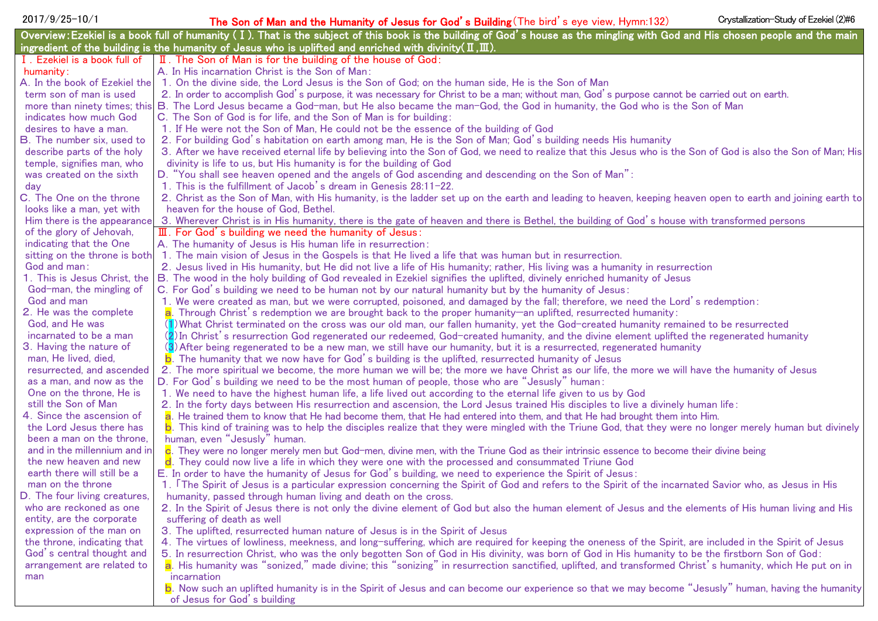2017/9/25-10/1

# The Son of Man and the Humanity of Jesus for God's Building (The bird's eye view, Hymn:132)

Crystallization-Study of Ezekiel (2)#6

**Overview: Ezekiel is a book full of humanity (Ⅰ). That is the subject of this book is the building of God's house as the mingling with God and His chosen people and the main ingredient of the building is the humanity of Jesus who is uplifted and enriched with divinity (Ⅱ,Ⅲ).**

## Ⅰ. Ezekiel is a book full of humanity:

A. In the book of Ezekiel the term son of man is used more than ninety times; this indicates how much God desires to have a man.

B. The number six, used to describe parts of the holy temple, signifies man, who was created on the sixth day

C. The One on the throne looks like a man, yet with Him there is the appearance of the glory of Jehovah, indicating that the One sitting on the throne is both God and man:

1. This is Jesus Christ, the God-man, the mingling of God and man
2. He was the complete God, and He was incarnated to be a man
3. Having the nature of man, He lived, died, resurrected, and ascended as a man, and now as the One on the throne, He is still the Son of Man
4. Since the ascension of the Lord Jesus there has been a man on the throne, and in the millennium and in the new heaven and new earth there will still be a man on the throne

D. The four living creatures, who are reckoned as one entity, are the corporate expression of the man on the throne, indicating that God's central thought and arrangement are related to man

## Ⅱ. The Son of Man is for the building of the house of God:

A. In His incarnation Christ is the Son of Man:

1. On the divine side, the Lord Jesus is the Son of God; on the human side, He is the Son of Man
2. In order to accomplish God's purpose, it was necessary for Christ to be a man; without man, God's purpose cannot be carried out on earth.

B. The Lord Jesus became a God-man, but He also became the man-God, the God in humanity, the God who is the Son of Man

C. The Son of God is for life, and the Son of Man is for building:

1. If He were not the Son of Man, He could not be the essence of the building of God
2. For building God's habitation on earth among man, He is the Son of Man; God's building needs His humanity
3. After we have received eternal life by believing into the Son of God, we need to realize that this Jesus who is the Son of God is also the Son of Man; His divinity is life to us, but His humanity is for the building of God

D. "You shall see heaven opened and the angels of God ascending and descending on the Son of Man":

1. This is the fulfillment of Jacob's dream in Genesis 28:11-22.
2. Christ as the Son of Man, with His humanity, is the ladder set up on the earth and leading to heaven, keeping heaven open to earth and joining earth to heaven for the house of God, Bethel.
3. Wherever Christ is in His humanity, there is the gate of heaven and there is Bethel, the building of God's house with transformed persons

## Ⅲ. For God's building we need the humanity of Jesus:

A. The humanity of Jesus is His human life in resurrection:

1. The main vision of Jesus in the Gospels is that He lived a life that was human but in resurrection.
2. Jesus lived in His humanity, but He did not live a life of His humanity; rather, His living was a humanity in resurrection

B. The wood in the holy building of God revealed in Ezekiel signifies the uplifted, divinely enriched humanity of Jesus

C. For God's building we need to be human not by our natural humanity but by the humanity of Jesus:

1. We were created as man, but we were corrupted, poisoned, and damaged by the fall; therefore, we need the Lord's redemption:
   - a. Through Christ's redemption we are brought back to the proper humanity—an uplifted, resurrected humanity:
     - (1) What Christ terminated on the cross was our old man, our fallen humanity, yet the God-created humanity remained to be resurrected
     - (2) In Christ's resurrection God regenerated our redeemed, God-created humanity, and the divine element uplifted the regenerated humanity
     - (3) After being regenerated to be a new man, we still have our humanity, but it is a resurrected, regenerated humanity
   - b. The humanity that we now have for God's building is the uplifted, resurrected humanity of Jesus
2. The more spiritual we become, the more human we will be; the more we have Christ as our life, the more we will have the humanity of Jesus

D. For God's building we need to be the most human of people, those who are "Jesusly" human:

1. We need to have the highest human life, a life lived out according to the eternal life given to us by God
2. In the forty days between His resurrection and ascension, the Lord Jesus trained His disciples to live a divinely human life:
   - a. He trained them to know that He had become them, that He had entered into them, and that He had brought them into Him.
   - b. This kind of training was to help the disciples realize that they were mingled with the Triune God, that they were no longer merely human but divinely human, even "Jesusly" human.
   - c. They were no longer merely men but God-men, divine men, with the Triune God as their intrinsic essence to become their divine being
   - d. They could now live a life in which they were one with the processed and consummated Triune God

E. In order to have the humanity of Jesus for God's building, we need to experience the Spirit of Jesus:

1. 「The Spirit of Jesus is a particular expression concerning the Spirit of God and refers to the Spirit of the incarnated Savior who, as Jesus in His humanity, passed through human living and death on the cross.
2. In the Spirit of Jesus there is not only the divine element of God but also the human element of Jesus and the elements of His human living and His suffering of death as well
3. The uplifted, resurrected human nature of Jesus is in the Spirit of Jesus
4. The virtues of lowliness, meekness, and long-suffering, which are required for keeping the oneness of the Spirit, are included in the Spirit of Jesus
5. In resurrection Christ, who was the only begotten Son of God in His divinity, was born of God in His humanity to be the firstborn Son of God:
   - a. His humanity was "sonized," made divine; this "sonizing" in resurrection sanctified, uplifted, and transformed Christ's humanity, which He put on in incarnation
   - b. Now such an uplifted humanity is in the Spirit of Jesus and can become our experience so that we may become "Jesusly" human, having the humanity of Jesus for God's building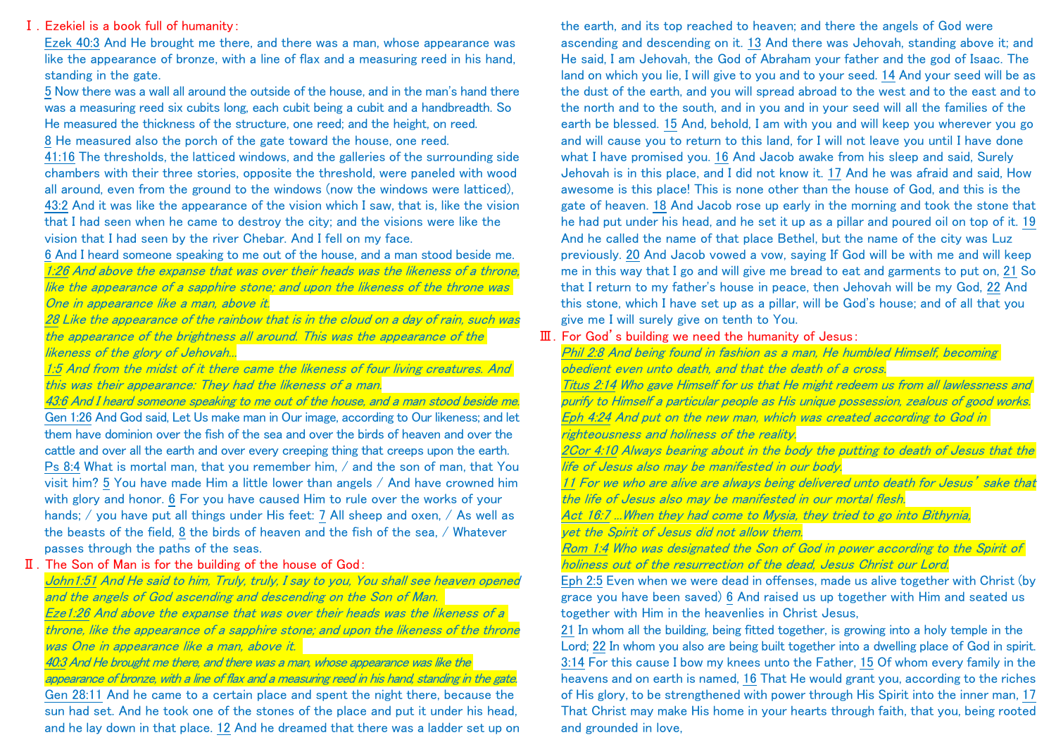## Ⅰ. Ezekiel is a book full of humanity:

Ezek 40:3 And He brought me there, and there was a man, whose appearance was like the appearance of bronze, with a line of flax and a measuring reed in his hand, standing in the gate.
5 Now there was a wall all around the outside of the house, and in the man's hand there was a measuring reed six cubits long, each cubit being a cubit and a handbreadth. So He measured the thickness of the structure, one reed; and the height, on reed.
8 He measured also the porch of the gate toward the house, one reed.
41:16 The thresholds, the latticed windows, and the galleries of the surrounding side chambers with their three stories, opposite the threshold, were paneled with wood all around, even from the ground to the windows (now the windows were latticed),
43:2 And it was like the appearance of the vision which I saw, that is, like the vision that I had seen when he came to destroy the city; and the visions were like the vision that I had seen by the river Chebar. And I fell on my face.
6 And I heard someone speaking to me out of the house, and a man stood beside me.
*1:26 And above the expanse that was over their heads was the likeness of a throne, like the appearance of a sapphire stone; and upon the likeness of the throne was One in appearance like a man, above it.*
*28 Like the appearance of the rainbow that is in the cloud on a day of rain, such was the appearance of the brightness all around. This was the appearance of the likeness of the glory of Jehovah...*
*1:5 And from the midst of it there came the likeness of four living creatures. And this was their appearance: They had the likeness of a man.*
*43:6 And I heard someone speaking to me out of the house, and a man stood beside me.*
Gen 1:26 And God said, Let Us make man in Our image, according to Our likeness; and let them have dominion over the fish of the sea and over the birds of heaven and over the cattle and over all the earth and over every creeping thing that creeps upon the earth.
Ps 8:4 What is mortal man, that you remember him, / and the son of man, that You visit him? 5 You have made Him a little lower than angels / And have crowned him with glory and honor. 6 For you have caused Him to rule over the works of your hands; / you have put all things under His feet: 7 All sheep and oxen, / As well as the beasts of the field, 8 the birds of heaven and the fish of the sea, / Whatever passes through the paths of the seas.

## Ⅱ. The Son of Man is for the building of the house of God:

*John1:51 And He said to him, Truly, truly, I say to you, You shall see heaven opened and the angels of God ascending and descending on the Son of Man.*
*Eze1:26 And above the expanse that was over their heads was the likeness of a throne, like the appearance of a sapphire stone; and upon the likeness of the throne was One in appearance like a man, above it.*
*40:3 And He brought me there, and there was a man, whose appearance was like the appearance of bronze, with a line of flax and a measuring reed in his hand, standing in the gate.*
Gen 28:11 And he came to a certain place and spent the night there, because the sun had set. And he took one of the stones of the place and put it under his head, and he lay down in that place. 12 And he dreamed that there was a ladder set up on the earth, and its top reached to heaven; and there the angels of God were ascending and descending on it. 13 And there was Jehovah, standing above it; and He said, I am Jehovah, the God of Abraham your father and the god of Isaac. The land on which you lie, I will give to you and to your seed. 14 And your seed will be as the dust of the earth, and you will spread abroad to the west and to the east and to the north and to the south, and in you and in your seed will all the families of the earth be blessed. 15 And, behold, I am with you and will keep you wherever you go and will cause you to return to this land, for I will not leave you until I have done what I have promised you. 16 And Jacob awake from his sleep and said, Surely Jehovah is in this place, and I did not know it. 17 And he was afraid and said, How awesome is this place! This is none other than the house of God, and this is the gate of heaven. 18 And Jacob rose up early in the morning and took the stone that he had put under his head, and he set it up as a pillar and poured oil on top of it. 19 And he called the name of that place Bethel, but the name of the city was Luz previously. 20 And Jacob vowed a vow, saying If God will be with me and will keep me in this way that I go and will give me bread to eat and garments to put on, 21 So that I return to my father's house in peace, then Jehovah will be my God, 22 And this stone, which I have set up as a pillar, will be God's house; and of all that you give me I will surely give on tenth to You.

## Ⅲ. For God's building we need the humanity of Jesus:

*Phil 2:8 And being found in fashion as a man, He humbled Himself, becoming obedient even unto death, and that the death of a cross.*
*Titus 2:14 Who gave Himself for us that He might redeem us from all lawlessness and purify to Himself a particular people as His unique possession, zealous of good works.*
*Eph 4:24 And put on the new man, which was created according to God in righteousness and holiness of the reality.*
*2Cor 4:10 Always bearing about in the body the putting to death of Jesus that the life of Jesus also may be manifested in our body.*
*11 For we who are alive are always being delivered unto death for Jesus' sake that the life of Jesus also may be manifested in our mortal flesh.*
*Act 16:7 ...When they had come to Mysia, they tried to go into Bithynia, yet the Spirit of Jesus did not allow them.*
*Rom 1:4 Who was designated the Son of God in power according to the Spirit of holiness out of the resurrection of the dead, Jesus Christ our Lord.*
Eph 2:5 Even when we were dead in offenses, made us alive together with Christ (by grace you have been saved) 6 And raised us up together with Him and seated us together with Him in the heavenlies in Christ Jesus,
21 In whom all the building, being fitted together, is growing into a holy temple in the Lord; 22 In whom you also are being built together into a dwelling place of God in spirit.
3:14 For this cause I bow my knees unto the Father, 15 Of whom every family in the heavens and on earth is named, 16 That He would grant you, according to the riches of His glory, to be strengthened with power through His Spirit into the inner man, 17 That Christ may make His home in your hearts through faith, that you, being rooted and grounded in love,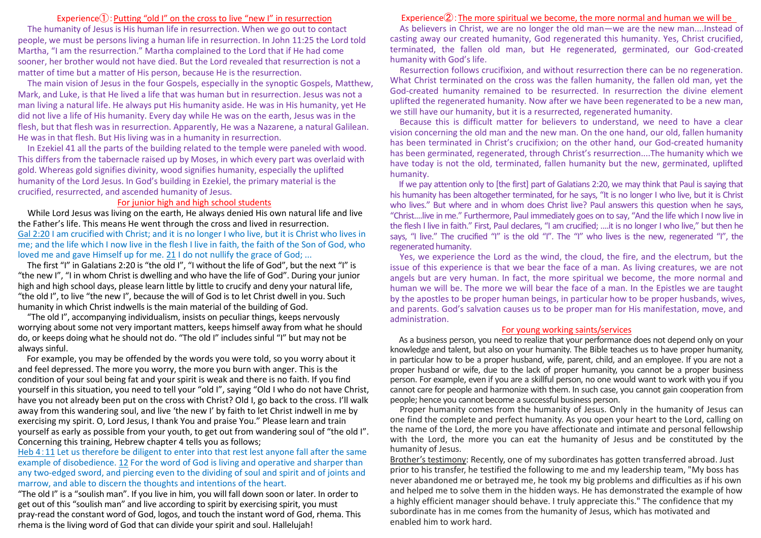## Experience①: Putting "old I" on the cross to live "new I" in resurrection

The humanity of Jesus is His human life in resurrection. When we go out to contact people, we must be persons living a human life in resurrection. In John 11:25 the Lord told Martha, "I am the resurrection." Martha complained to the Lord that if He had come sooner, her brother would not have died. But the Lord revealed that resurrection is not a matter of time but a matter of His person, because He is the resurrection.

The main vision of Jesus in the four Gospels, especially in the synoptic Gospels, Matthew, Mark, and Luke, is that He lived a life that was human but in resurrection. Jesus was not a man living a natural life. He always put His humanity aside. He was in His humanity, yet He did not live a life of His humanity. Every day while He was on the earth, Jesus was in the flesh, but that flesh was in resurrection. Apparently, He was a Nazarene, a natural Galilean. He was in that flesh. But His living was in a humanity in resurrection.

In Ezekiel 41 all the parts of the building related to the temple were paneled with wood. This differs from the tabernacle raised up by Moses, in which every part was overlaid with gold. Whereas gold signifies divinity, wood signifies humanity, especially the uplifted humanity of the Lord Jesus. In God's building in Ezekiel, the primary material is the crucified, resurrected, and ascended humanity of Jesus.

### For junior high and high school students

While Lord Jesus was living on the earth, He always denied His own natural life and live the Father's life. This means He went through the cross and lived in resurrection.

Gal 2:20 I am crucified with Christ; and it is no longer I who live, but it is Christ who lives in me; and the life which I now live in the flesh I live in faith, the faith of the Son of God, who loved me and gave Himself up for me. 21 I do not nullify the grace of God; ...

The first "I" in Galatians 2:20 is "the old I", "I without the life of God", but the next "I" is "the new I", "I in whom Christ is dwelling and who have the life of God". During your junior high and high school days, please learn little by little to crucify and deny your natural life, "the old I", to live "the new I", because the will of God is to let Christ dwell in you. Such humanity in which Christ indwells is the main material of the building of God.

"The old I", accompanying individualism, insists on peculiar things, keeps nervously worrying about some not very important matters, keeps himself away from what he should do, or keeps doing what he should not do. "The old I" includes sinful "I" but may not be always sinful.

For example, you may be offended by the words you were told, so you worry about it and feel depressed. The more you worry, the more you burn with anger. This is the condition of your soul being fat and your spirit is weak and there is no faith. If you find yourself in this situation, you need to tell your "old I", saying "Old I who do not have Christ, have you not already been put on the cross with Christ? Old I, go back to the cross. I'll walk away from this wandering soul, and live 'the new I' by faith to let Christ indwell in me by exercising my spirit. O, Lord Jesus, I thank You and praise You." Please learn and train yourself as early as possible from your youth, to get out from wandering soul of "the old I". Concerning this training, Hebrew chapter 4 tells you as follows;

Heb 4:11 Let us therefore be diligent to enter into that rest lest anyone fall after the same example of disobedience. 12 For the word of God is living and operative and sharper than any two-edged sword, and piercing even to the dividing of soul and spirit and of joints and marrow, and able to discern the thoughts and intentions of the heart.

"The old I" is a "soulish man". If you live in him, you will fall down soon or later. In order to get out of this "soulish man" and live according to spirit by exercising spirit, you must pray-read the constant word of God, logos, and touch the instant word of God, rhema. This rhema is the living word of God that can divide your spirit and soul. Hallelujah!

## Experience②: The more spiritual we become, the more normal and human we will be

As believers in Christ, we are no longer the old man—we are the new man....Instead of casting away our created humanity, God regenerated this humanity. Yes, Christ crucified, terminated, the fallen old man, but He regenerated, germinated, our God-created humanity with God's life.

Resurrection follows crucifixion, and without resurrection there can be no regeneration. What Christ terminated on the cross was the fallen humanity, the fallen old man, yet the God-created humanity remained to be resurrected. In resurrection the divine element uplifted the regenerated humanity. Now after we have been regenerated to be a new man, we still have our humanity, but it is a resurrected, regenerated humanity.

Because this is difficult matter for believers to understand, we need to have a clear vision concerning the old man and the new man. On the one hand, our old, fallen humanity has been terminated in Christ's crucifixion; on the other hand, our God-created humanity has been germinated, regenerated, through Christ's resurrection....The humanity which we have today is not the old, terminated, fallen humanity but the new, germinated, uplifted humanity.

If we pay attention only to [the first] part of Galatians 2:20, we may think that Paul is saying that his humanity has been altogether terminated, for he says, "It is no longer I who live, but it is Christ who lives." But where and in whom does Christ live? Paul answers this question when he says, "Christ....live in me." Furthermore, Paul immediately goes on to say, "And the life which I now live in the flesh I live in faith." First, Paul declares, "I am crucified; ....it is no longer I who live," but then he says, "I live." The crucified "I" is the old "I". The "I" who lives is the new, regenerated "I", the regenerated humanity.

Yes, we experience the Lord as the wind, the cloud, the fire, and the electrum, but the issue of this experience is that we bear the face of a man. As living creatures, we are not angels but are very human. In fact, the more spiritual we become, the more normal and human we will be. The more we will bear the face of a man. In the Epistles we are taught by the apostles to be proper human beings, in particular how to be proper husbands, wives, and parents. God's salvation causes us to be proper man for His manifestation, move, and administration.

### For young working saints/services

As a business person, you need to realize that your performance does not depend only on your knowledge and talent, but also on your humanity. The Bible teaches us to have proper humanity, in particular how to be a proper husband, wife, parent, child, and an employee. If you are not a proper husband or wife, due to the lack of proper humanity, you cannot be a proper business person. For example, even if you are a skillful person, no one would want to work with you if you cannot care for people and harmonize with them. In such case, you cannot gain cooperation from people; hence you cannot become a successful business person.

Proper humanity comes from the humanity of Jesus. Only in the humanity of Jesus can one find the complete and perfect humanity. As you open your heart to the Lord, calling on the name of the Lord, the more you have affectionate and intimate and personal fellowship with the Lord, the more you can eat the humanity of Jesus and be constituted by the humanity of Jesus.

Brother's testimony: Recently, one of my subordinates has gotten transferred abroad. Just prior to his transfer, he testified the following to me and my leadership team, "My boss has never abandoned me or betrayed me, he took my big problems and difficulties as if his own and helped me to solve them in the hidden ways. He has demonstrated the example of how a highly efficient manager should behave. I truly appreciate this." The confidence that my subordinate has in me comes from the humanity of Jesus, which has motivated and enabled him to work hard.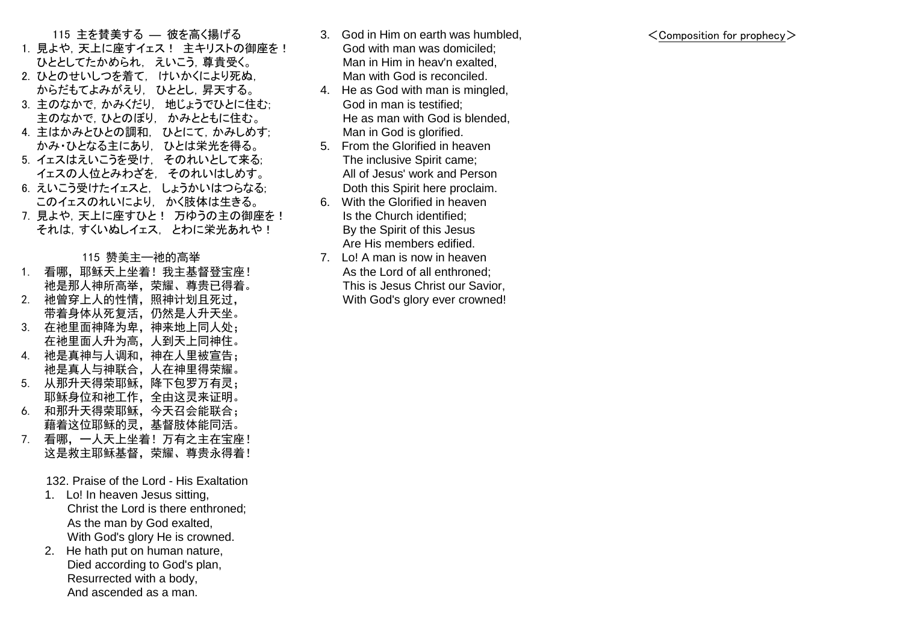115 主を賛美する ― 彼を高く揚げる

1. 見よや，天上に座すイェス！ 主キリストの御座を！
   ひととしてたかめられ，えいこう，尊貴受く。
2. ひとのせいしつを着て，けいかくにより死ぬ，
   からだもてよみがえり，ひととし，昇天する。
3. 主のなかで，かみくだり，地じょうでひとに住む;
   主のなかで，ひとのぼり，かみとともに住む。
4. 主はかみとひとの調和，ひとにて，かみしめす;
   かみ・ひとなる主にあり，ひとは栄光を得る。
5. イェスはえいこうを受け，そのれいとして来る;
   イェスの人位とみわざを，そのれいはしめす。
6. えいこう受けたイェスと，しょうかいはつらなる;
   このイェスのれいにより，かく肢体は生きる。
7. 見よや，天上に座すひと！ 万ゆうの主の御座を！
   それは，すくいぬしイェス，とわに栄光あれや！

115 赞美主—祂的高举

1. 看哪，耶稣天上坐着！我主基督登宝座！
   祂是那人神所高举，荣耀、尊贵已得着。
2. 祂曾穿上人的性情，照神计划且死过，
   带着身体从死复活，仍然是人升天坐。
3. 在祂里面神降为卑，神来地上同人处;
   在祂里面人升为高，人到天上同神住。
4. 祂是真神与人调和，神在人里被宣告;
   祂是真人与神联合，人在神里得荣耀。
5. 从那升天得荣耶稣，降下包罗万有灵;
   耶稣身位和祂工作，全由这灵来证明。
6. 和那升天得荣耶稣，今天召会能联合;
   藉着这位耶稣的灵，基督肢体能同活。
7. 看哪，一人天上坐着！万有之主在宝座！
   这是救主耶稣基督，荣耀、尊贵永得着！

132. Praise of the Lord - His Exaltation

1. Lo! In heaven Jesus sitting,
   Christ the Lord is there enthroned;
   As the man by God exalted,
   With God's glory He is crowned.
2. He hath put on human nature,
   Died according to God's plan,
   Resurrected with a body,
   And ascended as a man.
3. God in Him on earth was humbled,
   God with man was domiciled;
   Man in Him in heav'n exalted,
   Man with God is reconciled.
4. He as God with man is mingled,
   God in man is testified;
   He as man with God is blended,
   Man in God is glorified.
5. From the Glorified in heaven
   The inclusive Spirit came;
   All of Jesus' work and Person
   Doth this Spirit here proclaim.
6. With the Glorified in heaven
   Is the Church identified;
   By the Spirit of this Jesus
   Are His members edified.
7. Lo! A man is now in heaven
   As the Lord of all enthroned;
   This is Jesus Christ our Savior,
   With God's glory ever crowned!

＜Composition for prophecy＞